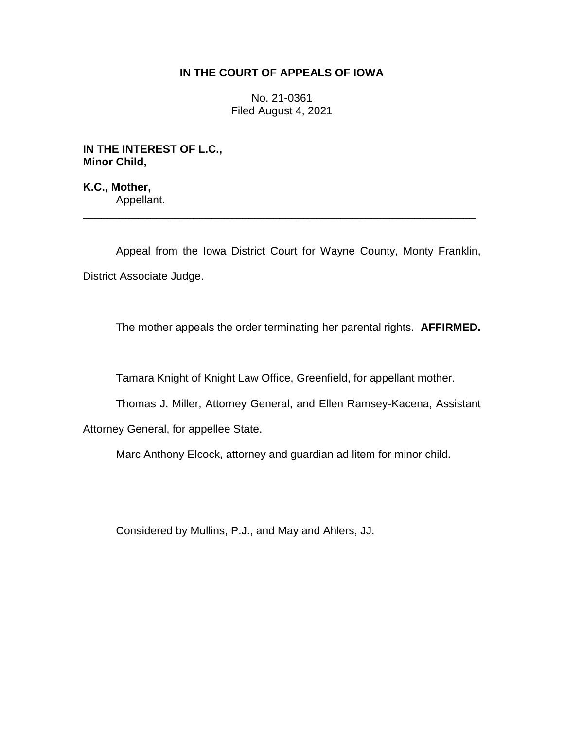**IN THE COURT OF APPEALS OF IOWA**

No. 21-0361
Filed August 4, 2021

**IN THE INTEREST OF L.C.,**
**Minor Child,**

**K.C., Mother,**
Appellant.

---

Appeal from the Iowa District Court for Wayne County, Monty Franklin, District Associate Judge.

The mother appeals the order terminating her parental rights. **AFFIRMED.**

Tamara Knight of Knight Law Office, Greenfield, for appellant mother.

Thomas J. Miller, Attorney General, and Ellen Ramsey-Kacena, Assistant Attorney General, for appellee State.

Marc Anthony Elcock, attorney and guardian ad litem for minor child.

Considered by Mullins, P.J., and May and Ahlers, JJ.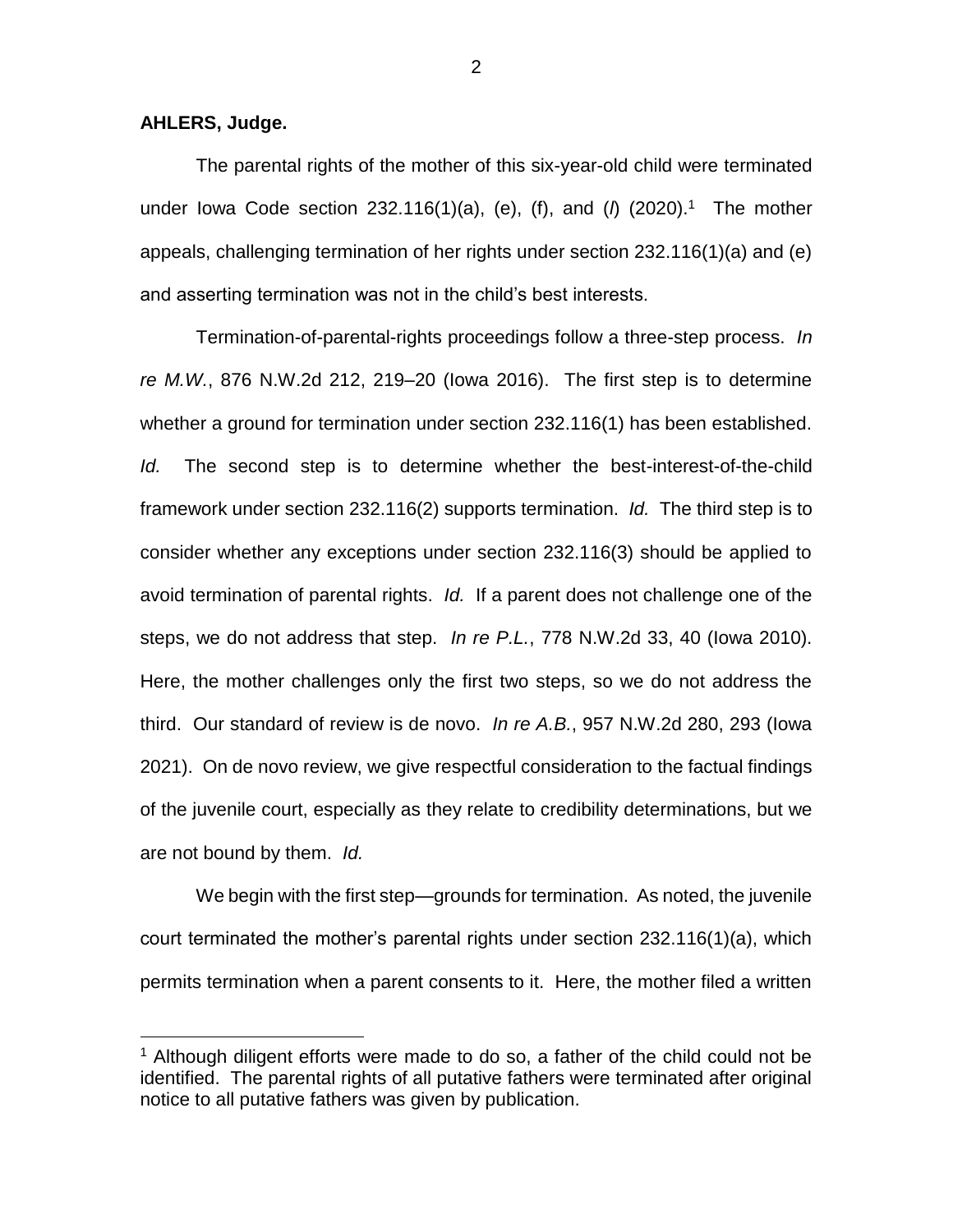**AHLERS, Judge.**

The parental rights of the mother of this six-year-old child were terminated under Iowa Code section 232.116(1)(a), (e), (f), and (*l*) (2020).[1] The mother appeals, challenging termination of her rights under section 232.116(1)(a) and (e) and asserting termination was not in the child's best interests.

Termination-of-parental-rights proceedings follow a three-step process. *In re M.W.*, 876 N.W.2d 212, 219–20 (Iowa 2016). The first step is to determine whether a ground for termination under section 232.116(1) has been established. *Id.* The second step is to determine whether the best-interest-of-the-child framework under section 232.116(2) supports termination. *Id.* The third step is to consider whether any exceptions under section 232.116(3) should be applied to avoid termination of parental rights. *Id.* If a parent does not challenge one of the steps, we do not address that step. *In re P.L.*, 778 N.W.2d 33, 40 (Iowa 2010). Here, the mother challenges only the first two steps, so we do not address the third. Our standard of review is de novo. *In re A.B.*, 957 N.W.2d 280, 293 (Iowa 2021). On de novo review, we give respectful consideration to the factual findings of the juvenile court, especially as they relate to credibility determinations, but we are not bound by them. *Id.*

We begin with the first step—grounds for termination. As noted, the juvenile court terminated the mother's parental rights under section 232.116(1)(a), which permits termination when a parent consents to it. Here, the mother filed a written

[1] Although diligent efforts were made to do so, a father of the child could not be identified. The parental rights of all putative fathers were terminated after original notice to all putative fathers was given by publication.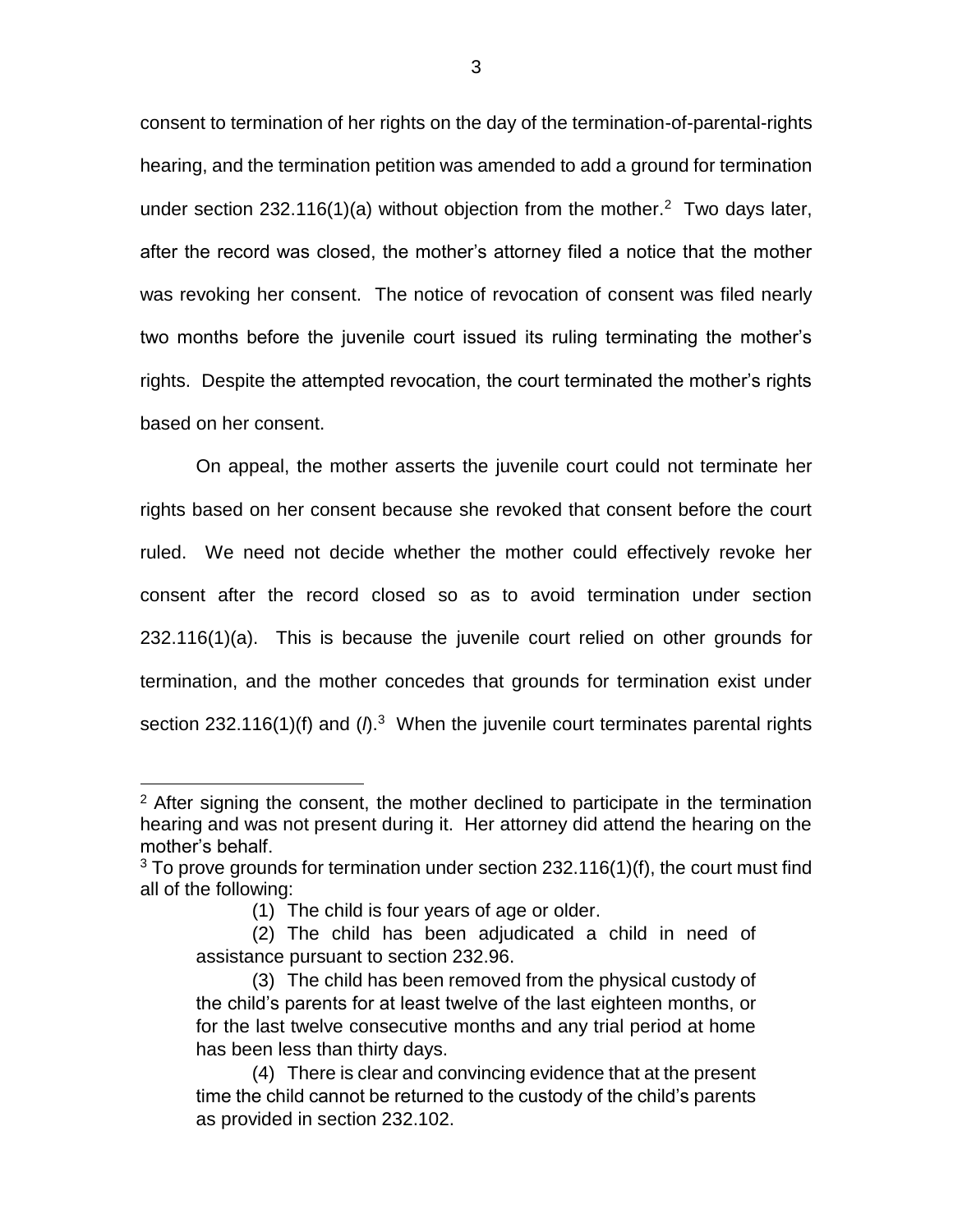consent to termination of her rights on the day of the termination-of-parental-rights hearing, and the termination petition was amended to add a ground for termination under section 232.116(1)(a) without objection from the mother.[2] Two days later, after the record was closed, the mother's attorney filed a notice that the mother was revoking her consent. The notice of revocation of consent was filed nearly two months before the juvenile court issued its ruling terminating the mother's rights. Despite the attempted revocation, the court terminated the mother's rights based on her consent.

On appeal, the mother asserts the juvenile court could not terminate her rights based on her consent because she revoked that consent before the court ruled. We need not decide whether the mother could effectively revoke her consent after the record closed so as to avoid termination under section 232.116(1)(a). This is because the juvenile court relied on other grounds for termination, and the mother concedes that grounds for termination exist under section 232.116(1)(f) and (*l*).[3] When the juvenile court terminates parental rights

---

[2] After signing the consent, the mother declined to participate in the termination hearing and was not present during it. Her attorney did attend the hearing on the mother's behalf.

[3] To prove grounds for termination under section 232.116(1)(f), the court must find all of the following:

> (1) The child is four years of age or older.
>
> (2) The child has been adjudicated a child in need of assistance pursuant to section 232.96.
>
> (3) The child has been removed from the physical custody of the child's parents for at least twelve of the last eighteen months, or for the last twelve consecutive months and any trial period at home has been less than thirty days.
>
> (4) There is clear and convincing evidence that at the present time the child cannot be returned to the custody of the child's parents as provided in section 232.102.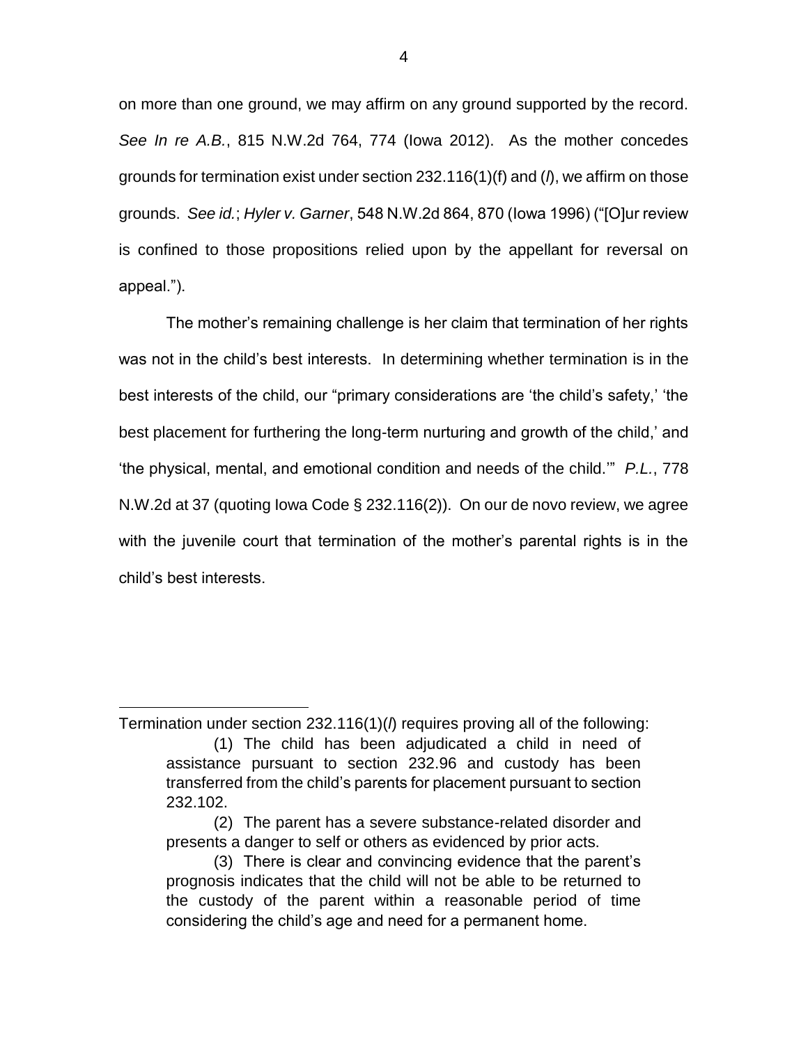on more than one ground, we may affirm on any ground supported by the record. *See In re A.B.*, 815 N.W.2d 764, 774 (Iowa 2012). As the mother concedes grounds for termination exist under section 232.116(1)(f) and (*l*), we affirm on those grounds. *See id.*; *Hyler v. Garner*, 548 N.W.2d 864, 870 (Iowa 1996) ("[O]ur review is confined to those propositions relied upon by the appellant for reversal on appeal.").

The mother's remaining challenge is her claim that termination of her rights was not in the child's best interests. In determining whether termination is in the best interests of the child, our "primary considerations are 'the child's safety,' 'the best placement for furthering the long-term nurturing and growth of the child,' and 'the physical, mental, and emotional condition and needs of the child.'" *P.L.*, 778 N.W.2d at 37 (quoting Iowa Code § 232.116(2)). On our de novo review, we agree with the juvenile court that termination of the mother's parental rights is in the child's best interests.

---

Termination under section 232.116(1)(*l*) requires proving all of the following:

> (1) The child has been adjudicated a child in need of assistance pursuant to section 232.96 and custody has been transferred from the child's parents for placement pursuant to section 232.102.
>
> (2) The parent has a severe substance-related disorder and presents a danger to self or others as evidenced by prior acts.
>
> (3) There is clear and convincing evidence that the parent's prognosis indicates that the child will not be able to be returned to the custody of the parent within a reasonable period of time considering the child's age and need for a permanent home.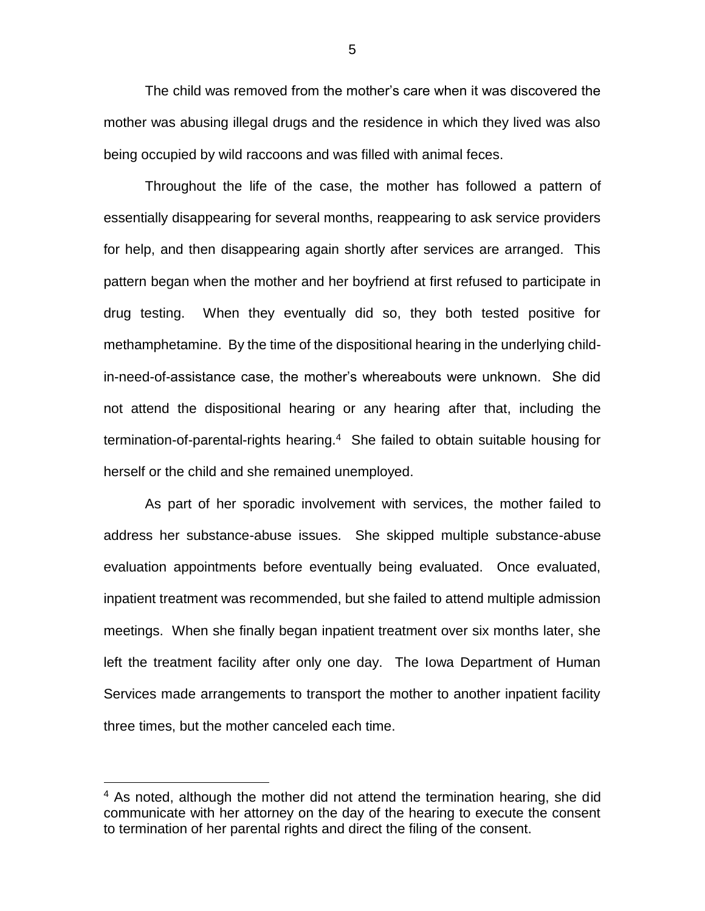The child was removed from the mother's care when it was discovered the mother was abusing illegal drugs and the residence in which they lived was also being occupied by wild raccoons and was filled with animal feces.

Throughout the life of the case, the mother has followed a pattern of essentially disappearing for several months, reappearing to ask service providers for help, and then disappearing again shortly after services are arranged. This pattern began when the mother and her boyfriend at first refused to participate in drug testing. When they eventually did so, they both tested positive for methamphetamine. By the time of the dispositional hearing in the underlying child-in-need-of-assistance case, the mother's whereabouts were unknown. She did not attend the dispositional hearing or any hearing after that, including the termination-of-parental-rights hearing.[4] She failed to obtain suitable housing for herself or the child and she remained unemployed.

As part of her sporadic involvement with services, the mother failed to address her substance-abuse issues. She skipped multiple substance-abuse evaluation appointments before eventually being evaluated. Once evaluated, inpatient treatment was recommended, but she failed to attend multiple admission meetings. When she finally began inpatient treatment over six months later, she left the treatment facility after only one day. The Iowa Department of Human Services made arrangements to transport the mother to another inpatient facility three times, but the mother canceled each time.

[4] As noted, although the mother did not attend the termination hearing, she did communicate with her attorney on the day of the hearing to execute the consent to termination of her parental rights and direct the filing of the consent.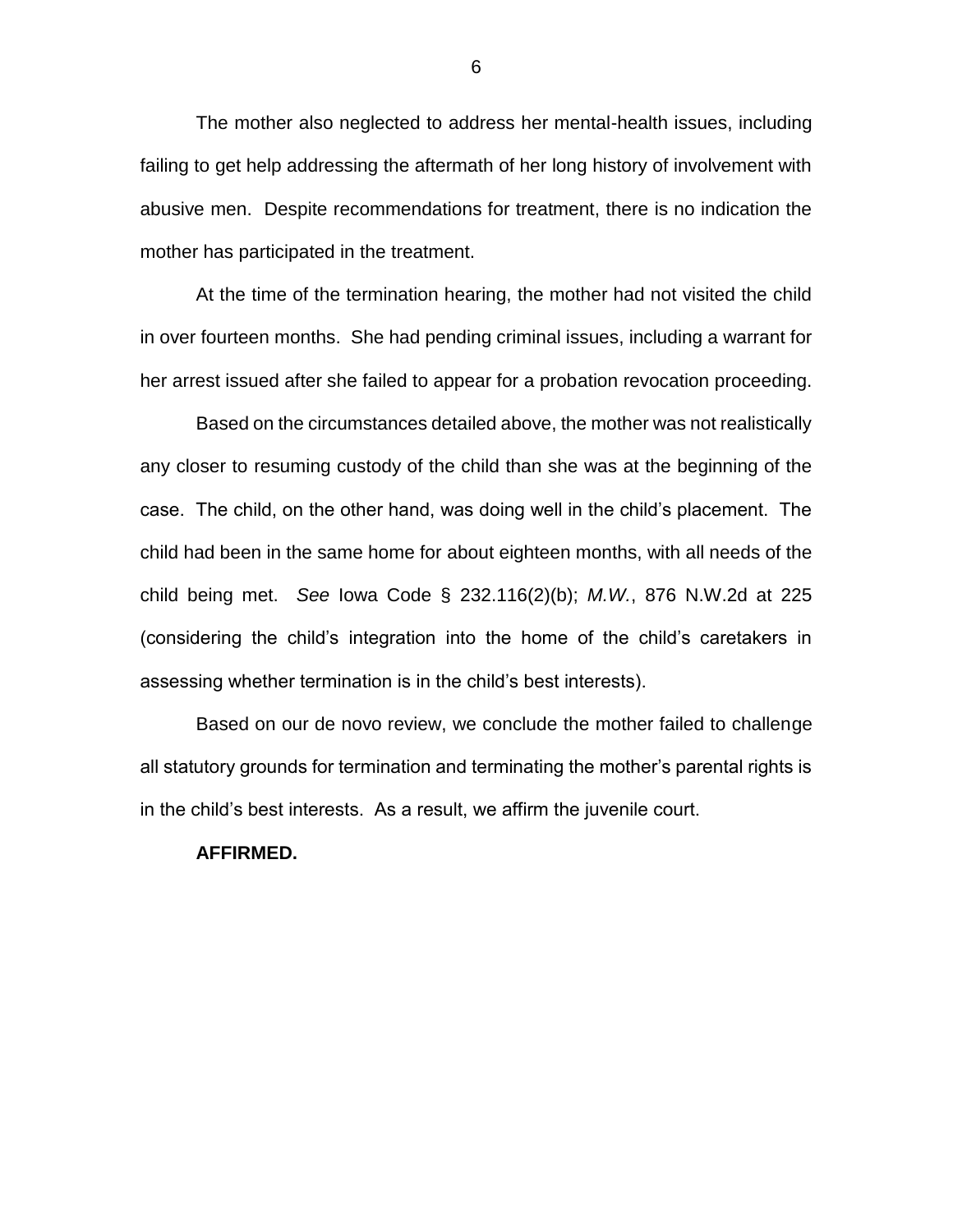The mother also neglected to address her mental-health issues, including failing to get help addressing the aftermath of her long history of involvement with abusive men. Despite recommendations for treatment, there is no indication the mother has participated in the treatment.

At the time of the termination hearing, the mother had not visited the child in over fourteen months. She had pending criminal issues, including a warrant for her arrest issued after she failed to appear for a probation revocation proceeding.

Based on the circumstances detailed above, the mother was not realistically any closer to resuming custody of the child than she was at the beginning of the case. The child, on the other hand, was doing well in the child's placement. The child had been in the same home for about eighteen months, with all needs of the child being met. *See* Iowa Code § 232.116(2)(b); *M.W.*, 876 N.W.2d at 225 (considering the child's integration into the home of the child's caretakers in assessing whether termination is in the child's best interests).

Based on our de novo review, we conclude the mother failed to challenge all statutory grounds for termination and terminating the mother's parental rights is in the child's best interests. As a result, we affirm the juvenile court.

**AFFIRMED.**